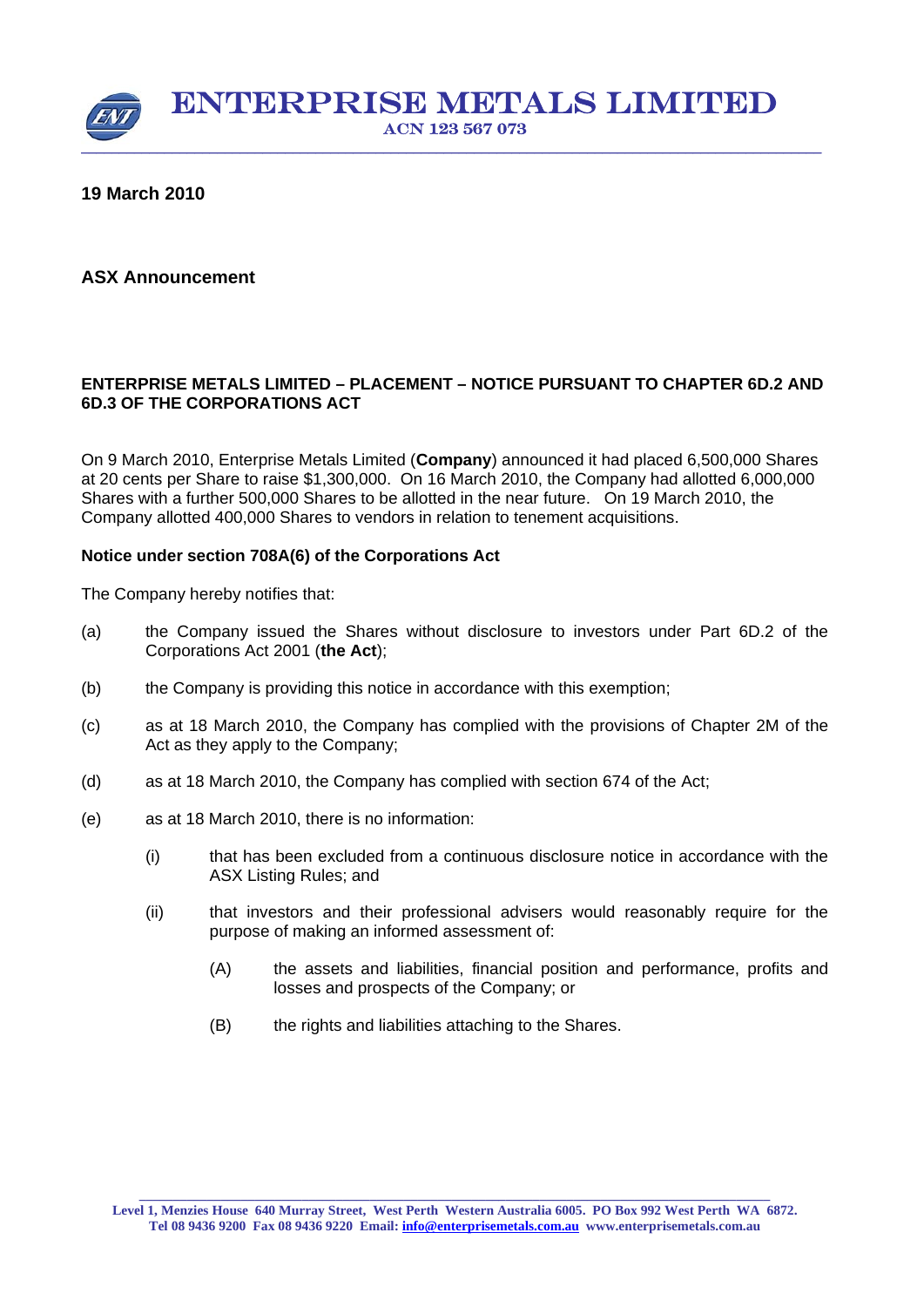# ENTERPRISE METALS LIMITED

ACN 123 567 073

**19 March 2010**

**ASX Announcement**

**ENTERPRISE METALS LIMITED – PLACEMENT – NOTICE PURSUANT TO CHAPTER 6D.2 AND 6D.3 OF THE CORPORATIONS ACT**

On 9 March 2010, Enterprise Metals Limited (**Company**) announced it had placed 6,500,000 Shares at 20 cents per Share to raise $1,300,000. On 16 March 2010, the Company had allotted 6,000,000 Shares with a further 500,000 Shares to be allotted in the near future. On 19 March 2010, the Company allotted 400,000 Shares to vendors in relation to tenement acquisitions.

**Notice under section 708A(6) of the Corporations Act**

The Company hereby notifies that:

(a) the Company issued the Shares without disclosure to investors under Part 6D.2 of the Corporations Act 2001 (**the Act**);

(b) the Company is providing this notice in accordance with this exemption;

(c) as at 18 March 2010, the Company has complied with the provisions of Chapter 2M of the Act as they apply to the Company;

(d) as at 18 March 2010, the Company has complied with section 674 of the Act;

(e) as at 18 March 2010, there is no information:

   (i) that has been excluded from a continuous disclosure notice in accordance with the ASX Listing Rules; and

   (ii) that investors and their professional advisers would reasonably require for the purpose of making an informed assessment of:

      (A) the assets and liabilities, financial position and performance, profits and losses and prospects of the Company; or

      (B) the rights and liabilities attaching to the Shares.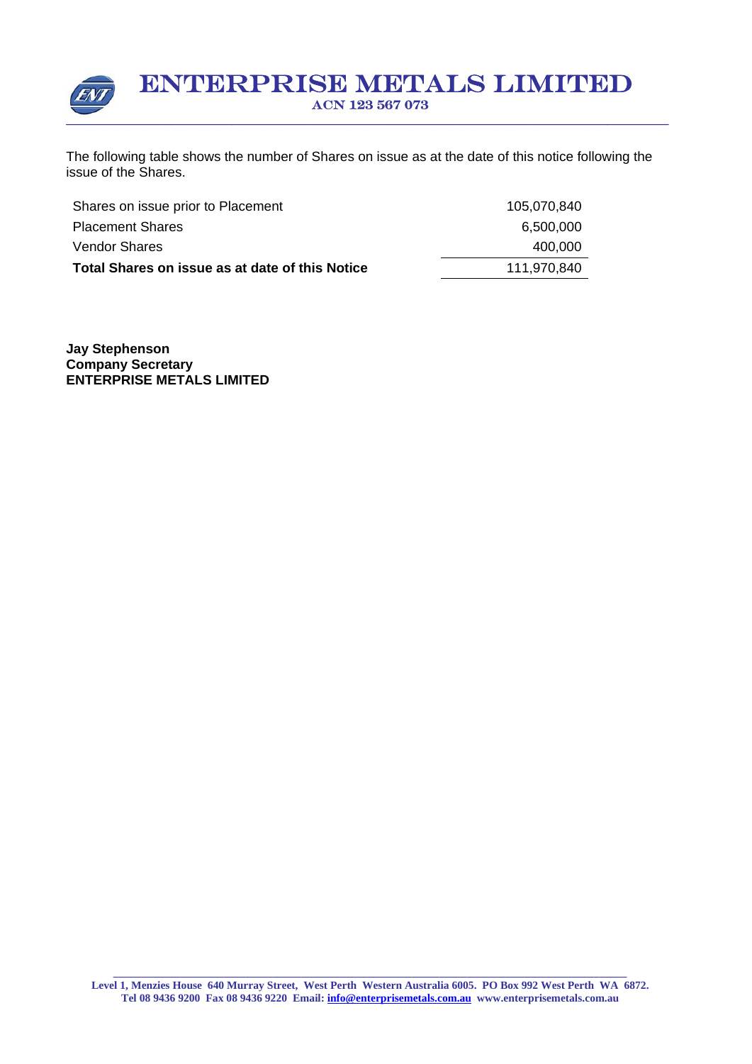The following table shows the number of Shares on issue as at the date of this notice following the issue of the Shares.

| | |
|---|---|
| Shares on issue prior to Placement | 105,070,840 |
| Placement Shares | 6,500,000 |
| Vendor Shares | 400,000 |
| **Total Shares on issue as at date of this Notice** | 111,970,840 |

**Jay Stephenson**
**Company Secretary**
**ENTERPRISE METALS LIMITED**